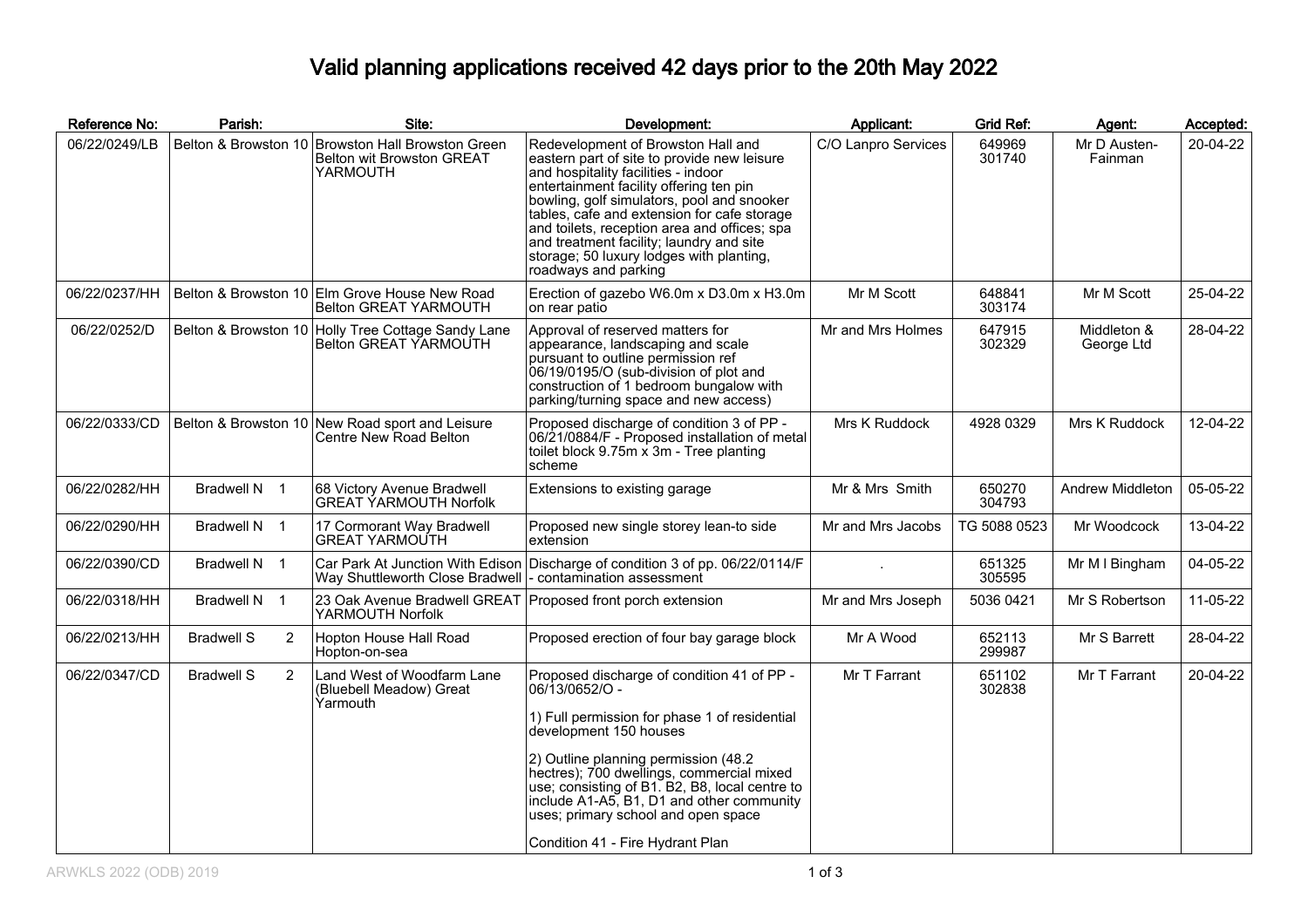# Valid planning applications received 42 days prior to the 20th May 2022

| Reference No: | Parish: | Site: | Development: | Applicant: | Grid Ref: | Agent: | Accepted: |
|---|---|---|---|---|---|---|---|
| 06/22/0249/LB | Belton & Browston 10 | Browston Hall Browston Green Belton wit Browston GREAT YARMOUTH | Redevelopment of Browston Hall and eastern part of site to provide new leisure and hospitality facilities - indoor entertainment facility offering ten pin bowling, golf simulators, pool and snooker tables, cafe and extension for cafe storage and toilets, reception area and offices; spa and treatment facility; laundry and site storage; 50 luxury lodges with planting, roadways and parking | C/O Lanpro Services | 649969 301740 | Mr D Austen-Fainman | 20-04-22 |
| 06/22/0237/HH | Belton & Browston 10 | Elm Grove House New Road Belton GREAT YARMOUTH | Erection of gazebo W6.0m x D3.0m x H3.0m on rear patio | Mr M Scott | 648841 303174 | Mr M Scott | 25-04-22 |
| 06/22/0252/D | Belton & Browston 10 | Holly Tree Cottage Sandy Lane Belton GREAT YARMOUTH | Approval of reserved matters for appearance, landscaping and scale pursuant to outline permission ref 06/19/0195/O (sub-division of plot and construction of 1 bedroom bungalow with parking/turning space and new access) | Mr and Mrs Holmes | 647915 302329 | Middleton & George Ltd | 28-04-22 |
| 06/22/0333/CD | Belton & Browston 10 | New Road sport and Leisure Centre New Road Belton | Proposed discharge of condition 3 of PP - 06/21/0884/F - Proposed installation of metal toilet block 9.75m x 3m - Tree planting scheme | Mrs K Ruddock | 4928 0329 | Mrs K Ruddock | 12-04-22 |
| 06/22/0282/HH | Bradwell N 1 | 68 Victory Avenue Bradwell GREAT YARMOUTH Norfolk | Extensions to existing garage | Mr & Mrs Smith | 650270 304793 | Andrew Middleton | 05-05-22 |
| 06/22/0290/HH | Bradwell N 1 | 17 Cormorant Way Bradwell GREAT YARMOUTH | Proposed new single storey lean-to side extension | Mr and Mrs Jacobs | TG 5088 0523 | Mr Woodcock | 13-04-22 |
| 06/22/0390/CD | Bradwell N 1 | Car Park At Junction With Edison Way Shuttleworth Close Bradwell | Discharge of condition 3 of pp. 06/22/0114/F - contamination assessment | . | 651325 305595 | Mr M I Bingham | 04-05-22 |
| 06/22/0318/HH | Bradwell N 1 | 23 Oak Avenue Bradwell GREAT YARMOUTH Norfolk | Proposed front porch extension | Mr and Mrs Joseph | 5036 0421 | Mr S Robertson | 11-05-22 |
| 06/22/0213/HH | Bradwell S 2 | Hopton House Hall Road Hopton-on-sea | Proposed erection of four bay garage block | Mr A Wood | 652113 299987 | Mr S Barrett | 28-04-22 |
| 06/22/0347/CD | Bradwell S 2 | Land West of Woodfarm Lane (Bluebell Meadow) Great Yarmouth | Proposed discharge of condition 41 of PP - 06/13/0652/O - 1) Full permission for phase 1 of residential development 150 houses 2) Outline planning permission (48.2 hectres); 700 dwellings, commercial mixed use; consisting of B1. B2, B8, local centre to include A1-A5, B1, D1 and other community uses; primary school and open space Condition 41 - Fire Hydrant Plan | Mr T Farrant | 651102 302838 | Mr T Farrant | 20-04-22 |

ARWKLS 2022 (ODB) 2019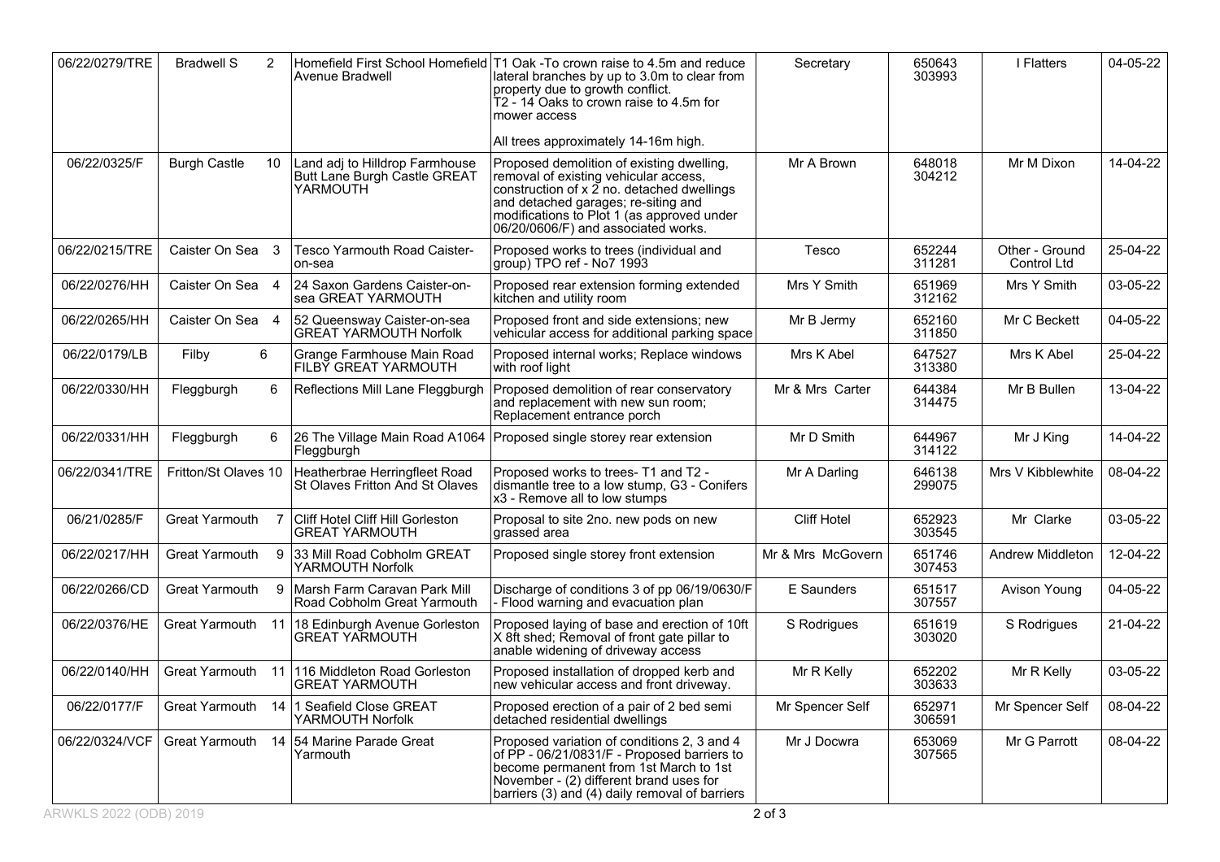| | | | | | | | |
|---|---|---|---|---|---|---|---|
| 06/22/0279/TRE | Bradwell S 2 | Homefield First School Homefield Avenue Bradwell | T1 Oak -To crown raise to 4.5m and reduce lateral branches by up to 3.0m to clear from property due to growth conflict.<br>T2 - 14 Oaks to crown raise to 4.5m for mower access<br><br>All trees approximately 14-16m high. | Secretary | 650643 303993 | I Flatters | 04-05-22 |
| 06/22/0325/F | Burgh Castle 10 | Land adj to Hilldrop Farmhouse Butt Lane Burgh Castle GREAT YARMOUTH | Proposed demolition of existing dwelling, removal of existing vehicular access, construction of x 2 no. detached dwellings and detached garages; re-siting and modifications to Plot 1 (as approved under 06/20/0606/F) and associated works. | Mr A Brown | 648018 304212 | Mr M Dixon | 14-04-22 |
| 06/22/0215/TRE | Caister On Sea 3 | Tesco Yarmouth Road Caister-on-sea | Proposed works to trees (individual and group) TPO ref - No7 1993 | Tesco | 652244 311281 | Other - Ground Control Ltd | 25-04-22 |
| 06/22/0276/HH | Caister On Sea 4 | 24 Saxon Gardens Caister-on-sea GREAT YARMOUTH | Proposed rear extension forming extended kitchen and utility room | Mrs Y Smith | 651969 312162 | Mrs Y Smith | 03-05-22 |
| 06/22/0265/HH | Caister On Sea 4 | 52 Queensway Caister-on-sea GREAT YARMOUTH Norfolk | Proposed front and side extensions; new vehicular access for additional parking space | Mr B Jermy | 652160 311850 | Mr C Beckett | 04-05-22 |
| 06/22/0179/LB | Filby 6 | Grange Farmhouse Main Road FILBY GREAT YARMOUTH | Proposed internal works; Replace windows with roof light | Mrs K Abel | 647527 313380 | Mrs K Abel | 25-04-22 |
| 06/22/0330/HH | Fleggburgh 6 | Reflections Mill Lane Fleggburgh | Proposed demolition of rear conservatory and replacement with new sun room; Replacement entrance porch | Mr & Mrs Carter | 644384 314475 | Mr B Bullen | 13-04-22 |
| 06/22/0331/HH | Fleggburgh 6 | 26 The Village Main Road A1064 Fleggburgh | Proposed single storey rear extension | Mr D Smith | 644967 314122 | Mr J King | 14-04-22 |
| 06/22/0341/TRE | Fritton/St Olaves 10 | Heatherbrae Herringfleet Road St Olaves Fritton And St Olaves | Proposed works to trees- T1 and T2 - dismantle tree to a low stump, G3 - Conifers x3 - Remove all to low stumps | Mr A Darling | 646138 299075 | Mrs V Kibblewhite | 08-04-22 |
| 06/21/0285/F | Great Yarmouth 7 | Cliff Hotel Cliff Hill Gorleston GREAT YARMOUTH | Proposal to site 2no. new pods on new grassed area | Cliff Hotel | 652923 303545 | Mr Clarke | 03-05-22 |
| 06/22/0217/HH | Great Yarmouth 9 | 33 Mill Road Cobholm GREAT YARMOUTH Norfolk | Proposed single storey front extension | Mr & Mrs McGovern | 651746 307453 | Andrew Middleton | 12-04-22 |
| 06/22/0266/CD | Great Yarmouth 9 | Marsh Farm Caravan Park Mill Road Cobholm Great Yarmouth | Discharge of conditions 3 of pp 06/19/0630/F - Flood warning and evacuation plan | E Saunders | 651517 307557 | Avison Young | 04-05-22 |
| 06/22/0376/HE | Great Yarmouth 11 | 18 Edinburgh Avenue Gorleston GREAT YARMOUTH | Proposed laying of base and erection of 10ft X 8ft shed; Removal of front gate pillar to anable widening of driveway access | S Rodrigues | 651619 303020 | S Rodrigues | 21-04-22 |
| 06/22/0140/HH | Great Yarmouth 11 | 116 Middleton Road Gorleston GREAT YARMOUTH | Proposed installation of dropped kerb and new vehicular access and front driveway. | Mr R Kelly | 652202 303633 | Mr R Kelly | 03-05-22 |
| 06/22/0177/F | Great Yarmouth 14 | 1 Seafield Close GREAT YARMOUTH Norfolk | Proposed erection of a pair of 2 bed semi detached residential dwellings | Mr Spencer Self | 652971 306591 | Mr Spencer Self | 08-04-22 |
| 06/22/0324/VCF | Great Yarmouth 14 | 54 Marine Parade Great Yarmouth | Proposed variation of conditions 2, 3 and 4 of PP - 06/21/0831/F - Proposed barriers to become permanent from 1st March to 1st November - (2) different brand uses for barriers (3) and (4) daily removal of barriers | Mr J Docwra | 653069 307565 | Mr G Parrott | 08-04-22 |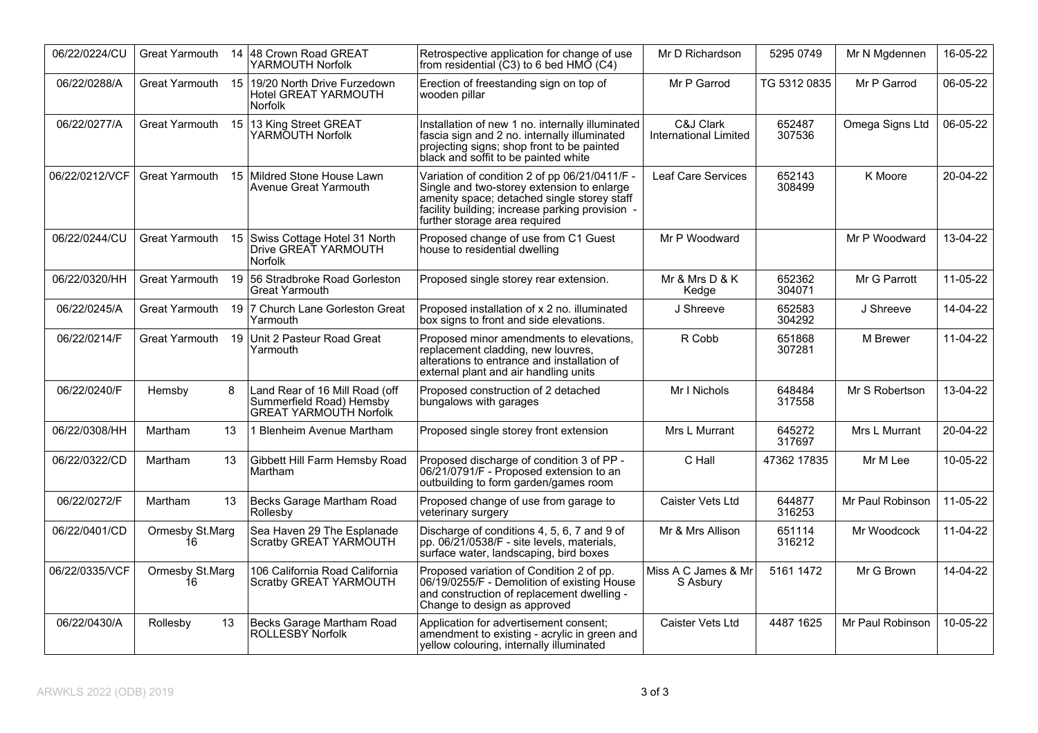| | | | | | | | | |
|---|---|---|---|---|---|---|---|---|
| 06/22/0224/CU | Great Yarmouth | 14 | 48 Crown Road GREAT YARMOUTH Norfolk | Retrospective application for change of use from residential (C3) to 6 bed HMO (C4) | Mr D Richardson | 5295 0749 | Mr N Mgdennen | 16-05-22 |
| 06/22/0288/A | Great Yarmouth | 15 | 19/20 North Drive Furzedown Hotel GREAT YARMOUTH Norfolk | Erection of freestanding sign on top of wooden pillar | Mr P Garrod | TG 5312 0835 | Mr P Garrod | 06-05-22 |
| 06/22/0277/A | Great Yarmouth | 15 | 13 King Street GREAT YARMOUTH Norfolk | Installation of new 1 no. internally illuminated fascia sign and 2 no. internally illuminated projecting signs; shop front to be painted black and soffit to be painted white | C&J Clark International Limited | 652487 307536 | Omega Signs Ltd | 06-05-22 |
| 06/22/0212/VCF | Great Yarmouth | 15 | Mildred Stone House Lawn Avenue Great Yarmouth | Variation of condition 2 of pp 06/21/0411/F - Single and two-storey extension to enlarge amenity space; detached single storey staff facility building; increase parking provision - further storage area required | Leaf Care Services | 652143 308499 | K Moore | 20-04-22 |
| 06/22/0244/CU | Great Yarmouth | 15 | Swiss Cottage Hotel 31 North Drive GREAT YARMOUTH Norfolk | Proposed change of use from C1 Guest house to residential dwelling | Mr P Woodward | | Mr P Woodward | 13-04-22 |
| 06/22/0320/HH | Great Yarmouth | 19 | 56 Stradbroke Road Gorleston Great Yarmouth | Proposed single storey rear extension. | Mr & Mrs D & K Kedge | 652362 304071 | Mr G Parrott | 11-05-22 |
| 06/22/0245/A | Great Yarmouth | 19 | 7 Church Lane Gorleston Great Yarmouth | Proposed installation of x 2 no. illuminated box signs to front and side elevations. | J Shreeve | 652583 304292 | J Shreeve | 14-04-22 |
| 06/22/0214/F | Great Yarmouth | 19 | Unit 2 Pasteur Road Great Yarmouth | Proposed minor amendments to elevations, replacement cladding, new louvres, alterations to entrance and installation of external plant and air handling units | R Cobb | 651868 307281 | M Brewer | 11-04-22 |
| 06/22/0240/F | Hemsby | 8 | Land Rear of 16 Mill Road (off Summerfield Road) Hemsby GREAT YARMOUTH Norfolk | Proposed construction of 2 detached bungalows with garages | Mr I Nichols | 648484 317558 | Mr S Robertson | 13-04-22 |
| 06/22/0308/HH | Martham | 13 | 1 Blenheim Avenue Martham | Proposed single storey front extension | Mrs L Murrant | 645272 317697 | Mrs L Murrant | 20-04-22 |
| 06/22/0322/CD | Martham | 13 | Gibbett Hill Farm Hemsby Road Martham | Proposed discharge of condition 3 of PP - 06/21/0791/F - Proposed extension to an outbuilding to form garden/games room | C Hall | 47362 17835 | Mr M Lee | 10-05-22 |
| 06/22/0272/F | Martham | 13 | Becks Garage Martham Road Rollesby | Proposed change of use from garage to veterinary surgery | Caister Vets Ltd | 644877 316253 | Mr Paul Robinson | 11-05-22 |
| 06/22/0401/CD | Ormesby St.Marg | 16 | Sea Haven 29 The Esplanade Scratby GREAT YARMOUTH | Discharge of conditions 4, 5, 6, 7 and 9 of pp. 06/21/0538/F - site levels, materials, surface water, landscaping, bird boxes | Mr & Mrs Allison | 651114 316212 | Mr Woodcock | 11-04-22 |
| 06/22/0335/VCF | Ormesby St.Marg | 16 | 106 California Road California Scratby GREAT YARMOUTH | Proposed variation of Condition 2 of pp. 06/19/0255/F - Demolition of existing House and construction of replacement dwelling - Change to design as approved | Miss A C James & Mr S Asbury | 5161 1472 | Mr G Brown | 14-04-22 |
| 06/22/0430/A | Rollesby | 13 | Becks Garage Martham Road ROLLESBY Norfolk | Application for advertisement consent; amendment to existing - acrylic in green and yellow colouring, internally illuminated | Caister Vets Ltd | 4487 1625 | Mr Paul Robinson | 10-05-22 |

ARWKLS 2022 (ODB) 2019